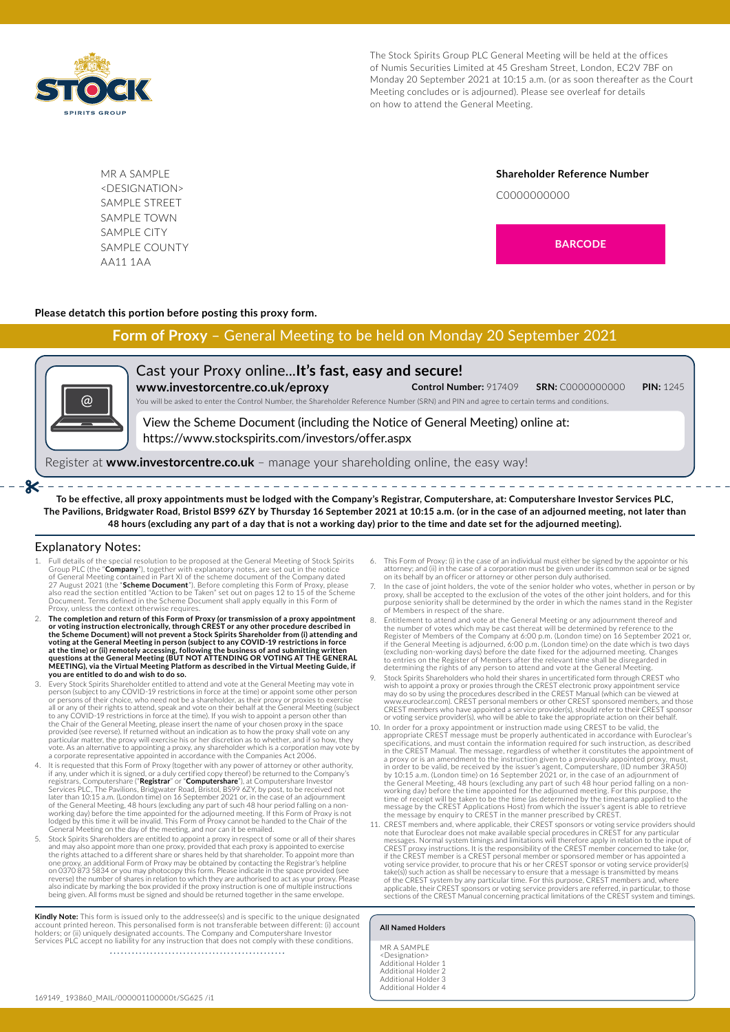The Stock Spirits Group PLC General Meeting will be held at the offices of Numis Securities Limited at 45 Gresham Street, London, EC2V 7BF on Monday 20 September 2021 at 10:15 a.m. (or as soon thereafter as the Court Meeting concludes or is adjourned). Please see overleaf for details on how to attend the General Meeting.

MR A SAMPLE
<DESIGNATION>
SAMPLE STREET
SAMPLE TOWN
SAMPLE CITY
SAMPLE COUNTY
AA11 1AA

**Shareholder Reference Number**

C0000000000

**BARCODE**

**Please detatch this portion before posting this proxy form.**

## **Form of Proxy** – General Meeting to be held on Monday 20 September 2021

### Cast your Proxy online...**It's fast, easy and secure!**

**www.investorcentre.co.uk/eproxy** **Control Number:** 917409 **SRN:** C0000000000 **PIN:** 1245

You will be asked to enter the Control Number, the Shareholder Reference Number (SRN) and PIN and agree to certain terms and conditions.

View the Scheme Document (including the Notice of General Meeting) online at: https://www.stockspirits.com/investors/offer.aspx

Register at **www.investorcentre.co.uk** – manage your shareholding online, the easy way!

**To be effective, all proxy appointments must be lodged with the Company's Registrar, Computershare, at: Computershare Investor Services PLC, The Pavilions, Bridgwater Road, Bristol BS99 6ZY by Thursday 16 September 2021 at 10:15 a.m. (or in the case of an adjourned meeting, not later than 48 hours (excluding any part of a day that is not a working day) prior to the time and date set for the adjourned meeting).**

## Explanatory Notes:

1. Full details of the special resolution to be proposed at the General Meeting of Stock Spirits Group PLC (the "**Company**"), together with explanatory notes, are set out in the notice of General Meeting contained in Part XI of the scheme document of the Company dated 27 August 2021 (the "**Scheme Document**"). Before completing this Form of Proxy, please also read the section entitled "Action to be Taken" set out on pages 12 to 15 of the Scheme Document. Terms defined in the Scheme Document shall apply equally in this Form of Proxy, unless the context otherwise requires.
2. **The completion and return of this Form of Proxy (or transmission of a proxy appointment or voting instruction electronically, through CREST or any other procedure described in the Scheme Document) will not prevent a Stock Spirits Shareholder from (i) attending and voting at the General Meeting in person (subject to any COVID-19 restrictions in force at the time) or (ii) remotely accessing, following the business of and submitting written questions at the General Meeting (BUT NOT ATTENDING OR VOTING AT THE GENERAL MEETING), via the Virtual Meeting Platform as described in the Virtual Meeting Guide, if you are entitled to do and wish to do so.**
3. Every Stock Spirits Shareholder entitled to attend and vote at the General Meeting may vote in person (subject to any COVID-19 restrictions in force at the time) or appoint some other person or persons of their choice, who need not be a shareholder, as their proxy or proxies to exercise all or any of their rights to attend, speak and vote on their behalf at the General Meeting (subject to any COVID-19 restrictions in force at the time). If you wish to appoint a person other than the Chair of the General Meeting, please insert the name of your chosen proxy in the space provided (see reverse). If returned without an indication as to how the proxy shall vote on any particular matter, the proxy will exercise his or her discretion as to whether, and if so how, they vote. As an alternative to appointing a proxy, any shareholder which is a corporation may vote by a corporate representative appointed in accordance with the Companies Act 2006.
4. It is requested that this Form of Proxy (together with any power of attorney or other authority, if any, under which it is signed, or a duly certified copy thereof) be returned to the Company's registrars, Computershare ("**Registrar**" or "**Computershare**"), at Computershare Investor Services PLC, The Pavilions, Bridgwater Road, Bristol, BS99 6ZY, by post, to be received not later than 10:15 a.m. (London time) on 16 September 2021 or, in the case of an adjournment of the General Meeting, 48 hours (excluding any part of such 48 hour period falling on a non-working day) before the time appointed for the adjourned meeting. If this Form of Proxy is not lodged by this time it will be invalid. This Form of Proxy cannot be handed to the Chair of the General Meeting on the day of the meeting, and nor can it be emailed.
5. Stock Spirits Shareholders are entitled to appoint a proxy in respect of some or all of their shares and may also appoint more than one proxy, provided that each proxy is appointed to exercise the rights attached to a different share or shares held by that shareholder. To appoint more than one proxy, an additional Form of Proxy may be obtained by contacting the Registrar's helpline on 0370 873 5834 or you may photocopy this form. Please indicate in the space provided (see reverse) the number of shares in relation to which they are authorised to act as your proxy. Please also indicate by marking the box provided if the proxy instruction is one of multiple instructions being given. All forms must be signed and should be returned together in the same envelope.
6. This Form of Proxy: (i) in the case of an individual must either be signed by the appointor or his attorney; and (ii) in the case of a corporation must be given under its common seal or be signed on its behalf by an officer or attorney or other person duly authorised.
7. In the case of joint holders, the vote of the senior holder who votes, whether in person or by proxy, shall be accepted to the exclusion of the votes of the other joint holders, and for this purpose seniority shall be determined by the order in which the names stand in the Register of Members in respect of the share.
8. Entitlement to attend and vote at the General Meeting or any adjournment thereof and the number of votes which may be cast thereat will be determined by reference to the Register of Members of the Company at 6:00 p.m. (London time) on 16 September 2021 or, if the General Meeting is adjourned, 6:00 p.m. (London time) on the date which is two days (excluding non-working days) before the date fixed for the adjourned meeting. Changes to entries on the Register of Members after the relevant time shall be disregarded in determining the rights of any person to attend and vote at the General Meeting.
9. Stock Spirits Shareholders who hold their shares in uncertificated form through CREST who wish to appoint a proxy or proxies through the CREST electronic proxy appointment service may do so by using the procedures described in the CREST Manual (which can be viewed at www.euroclear.com). CREST personal members or other CREST sponsored members, and those CREST members who have appointed a service provider(s), should refer to their CREST sponsor or voting service provider(s), who will be able to take the appropriate action on their behalf.
10. In order for a proxy appointment or instruction made using CREST to be valid, the appropriate CREST message must be properly authenticated in accordance with Euroclear's specifications, and must contain the information required for such instruction, as described in the CREST Manual. The message, regardless of whether it constitutes the appointment of a proxy or is an amendment to the instruction given to a previously appointed proxy, must, in order to be valid, be received by the issuer's agent, Computershare, (ID number 3RA50) by 10:15 a.m. (London time) on 16 September 2021 or, in the case of an adjournment of the General Meeting, 48 hours (excluding any part of such 48 hour period falling on a non-working day) before the time appointed for the adjourned meeting. For this purpose, the time of receipt will be taken to be the time (as determined by the timestamp applied to the message by the CREST Applications Host) from which the issuer's agent is able to retrieve the message by enquiry to CREST in the manner prescribed by CREST.
11. CREST members and, where applicable, their CREST sponsors or voting service providers should note that Euroclear does not make available special procedures in CREST for any particular messages. Normal system timings and limitations will therefore apply in relation to the input of CREST proxy instructions. It is the responsibility of the CREST member concerned to take (or, if the CREST member is a CREST personal member or sponsored member or has appointed a voting service provider, to procure that his or her CREST sponsor or voting service provider(s) take(s)) such action as shall be necessary to ensure that a message is transmitted by means of the CREST system by any particular time. For this purpose, CREST members and, where applicable, their CREST sponsors or voting service providers are referred, in particular, to those sections of the CREST Manual concerning practical limitations of the CREST system and timings.

**Kindly Note:** This form is issued only to the addressee(s) and is specific to the unique designated account printed hereon. This personalised form is not transferable between different: (i) account holders; or (ii) uniquely designated accounts. The Company and Computershare Investor Services PLC accept no liability for any instruction that does not comply with these conditions.

**All Named Holders**

MR A SAMPLE
<Designation>
Additional Holder 1
Additional Holder 2
Additional Holder 3
Additional Holder 4

169149_ 193860_MAIL/000001100000t/SG625 /i1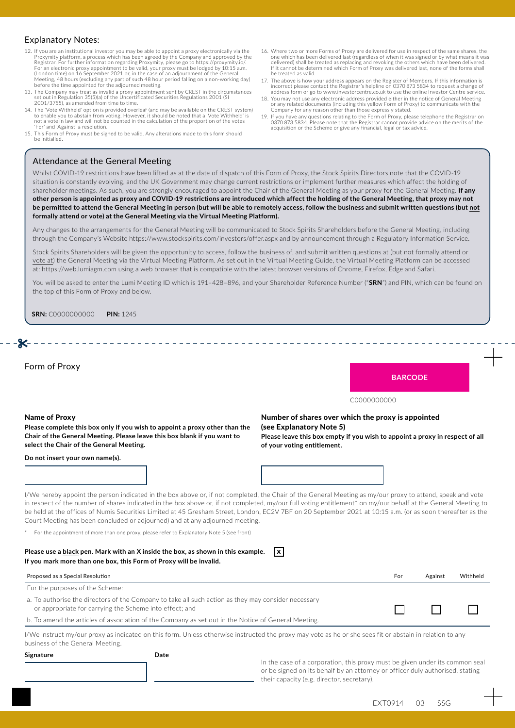## Explanatory Notes:

12. If you are an institutional investor you may be able to appoint a proxy electronically via the Proxymity platform, a process which has been agreed by the Company and approved by the Registrar. For further information regarding Proxymity, please go to https://proxymity.io/. For an electronic proxy appointment to be valid, your proxy must be lodged by 10:15 a.m. (London time) on 16 September 2021 or, in the case of an adjournment of the General Meeting, 48 hours (excluding any part of such 48 hour period falling on a non-working day) before the time appointed for the adjourned meeting.
13. The Company may treat as invalid a proxy appointment sent by CREST in the circumstances set out in Regulation 35(5)(a) of the Uncertificated Securities Regulations 2001 (SI 2001/3755), as amended from time to time.
14. The 'Vote Withheld' option is provided overleaf (and may be available on the CREST system) to enable you to abstain from voting. However, it should be noted that a 'Vote Withheld' is not a vote in law and will not be counted in the calculation of the proportion of the votes 'For' and 'Against' a resolution.
15. This Form of Proxy must be signed to be valid. Any alterations made to this form should be initialled.
16. Where two or more Forms of Proxy are delivered for use in respect of the same shares, the one which has been delivered last (regardless of when it was signed or by what means it was delivered) shall be treated as replacing and revoking the others which have been delivered. If it cannot be determined which Form of Proxy was delivered last, none of the forms shall be treated as valid.
17. The above is how your address appears on the Register of Members. If this information is incorrect please contact the Registrar's helpline on 0370 873 5834 to request a change of address form or go to www.investorcentre.co.uk to use the online Investor Centre service.
18. You may not use any electronic address provided either in the notice of General Meeting or any related documents (including this yellow Form of Proxy) to communicate with the Company for any reason other than those expressly stated.
19. If you have any questions relating to the Form of Proxy, please telephone the Registrar on 0370 873 5834. Please note that the Registrar cannot provide advice on the merits of the acquisition or the Scheme or give any financial, legal or tax advice.

## Attendance at the General Meeting

Whilst COVID-19 restrictions have been lifted as at the date of dispatch of this Form of Proxy, the Stock Spirits Directors note that the COVID-19 situation is constantly evolving, and the UK Government may change current restrictions or implement further measures which affect the holding of shareholder meetings. As such, you are strongly encouraged to appoint the Chair of the General Meeting as your proxy for the General Meeting. **If any other person is appointed as proxy and COVID-19 restrictions are introduced which affect the holding of the General Meeting, that proxy may not be permitted to attend the General Meeting in person (but will be able to remotely access, follow the business and submit written questions (but not formally attend or vote) at the General Meeting via the Virtual Meeting Platform).**

Any changes to the arrangements for the General Meeting will be communicated to Stock Spirits Shareholders before the General Meeting, including through the Company's Website https://www.stockspirits.com/investors/offer.aspx and by announcement through a Regulatory Information Service.

Stock Spirits Shareholders will be given the opportunity to access, follow the business of, and submit written questions at (but not formally attend or vote at) the General Meeting via the Virtual Meeting Platform. As set out in the Virtual Meeting Guide, the Virtual Meeting Platform can be accessed at: https://web.lumiagm.com using a web browser that is compatible with the latest browser versions of Chrome, Firefox, Edge and Safari.

You will be asked to enter the Lumi Meeting ID which is 191–428–896, and your Shareholder Reference Number ("**SRN**") and PIN, which can be found on the top of this Form of Proxy and below.

**SRN:** C0000000000 **PIN:** 1245

## Form of Proxy

BARCODE

C0000000000

**Name of Proxy**

**Please complete this box only if you wish to appoint a proxy other than the Chair of the General Meeting. Please leave this box blank if you want to select the Chair of the General Meeting.**

**Do not insert your own name(s).**

**Number of shares over which the proxy is appointed (see Explanatory Note 5)**

**Please leave this box empty if you wish to appoint a proxy in respect of all of your voting entitlement.**

I/We hereby appoint the person indicated in the box above or, if not completed, the Chair of the General Meeting as my/our proxy to attend, speak and vote in respect of the number of shares indicated in the box above or, if not completed, my/our full voting entitlement* on my/our behalf at the General Meeting to be held at the offices of Numis Securities Limited at 45 Gresham Street, London, EC2V 7BF on 20 September 2021 at 10:15 a.m. (or as soon thereafter as the Court Meeting has been concluded or adjourned) and at any adjourned meeting.

\* For the appointment of more than one proxy, please refer to Explanatory Note 5 (see front)

**Please use a black pen. Mark with an X inside the box, as shown in this example.** [X]
**If you mark more than one box, this Form of Proxy will be invalid.**

| Proposed as a Special Resolution | For | Against | Withheld |
|---|---|---|---|
| For the purposes of the Scheme:<br>a. To authorise the directors of the Company to take all such action as they may consider necessary or appropriate for carrying the Scheme into effect; and<br>b. To amend the articles of association of the Company as set out in the Notice of General Meeting. | ☐ | ☐ | ☐ |

I/We instruct my/our proxy as indicated on this form. Unless otherwise instructed the proxy may vote as he or she sees fit or abstain in relation to any business of the General Meeting.

**Signature** **Date**

In the case of a corporation, this proxy must be given under its common seal or be signed on its behalf by an attorney or officer duly authorised, stating their capacity (e.g. director, secretary).

EXT0914 03 SSG